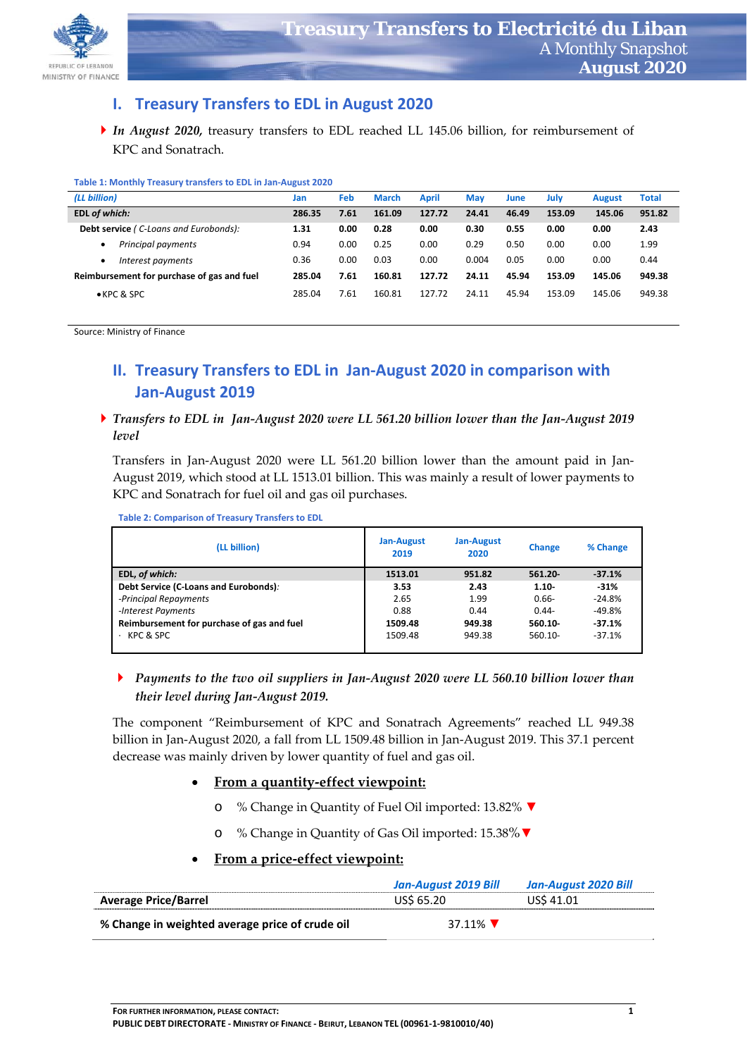# Treasury Transfers to Electricité du Liban

A Monthly Snapshot

**August 2020**

## I. Treasury Transfers to EDL in August 2020

- ***In August 2020,*** treasury transfers to EDL reached LL 145.06 billion, for reimbursement of KPC and Sonatrach.

**Table 1: Monthly Treasury transfers to EDL in Jan-August 2020**

| *(LL billion)* | Jan | Feb | March | April | May | June | July | August | Total |
|---|---|---|---|---|---|---|---|---|---|
| **EDL *of which:*** | **286.35** | **7.61** | **161.09** | **127.72** | **24.41** | **46.49** | **153.09** | **145.06** | **951.82** |
| **Debt service** *( C-Loans and Eurobonds):* | **1.31** | **0.00** | **0.28** | **0.00** | **0.30** | **0.55** | **0.00** | **0.00** | **2.43** |
| • *Principal payments* | 0.94 | 0.00 | 0.25 | 0.00 | 0.29 | 0.50 | 0.00 | 0.00 | 1.99 |
| • *Interest payments* | 0.36 | 0.00 | 0.03 | 0.00 | 0.004 | 0.05 | 0.00 | 0.00 | 0.44 |
| **Reimbursement for purchase of gas and fuel** | **285.04** | **7.61** | **160.81** | **127.72** | **24.11** | **45.94** | **153.09** | **145.06** | **949.38** |
| • KPC & SPC | 285.04 | 7.61 | 160.81 | 127.72 | 24.11 | 45.94 | 153.09 | 145.06 | 949.38 |

Source: Ministry of Finance

## II. Treasury Transfers to EDL in Jan-August 2020 in comparison with Jan-August 2019

- ***Transfers to EDL in Jan-August 2020 were LL 561.20 billion lower than the Jan-August 2019 level***

Transfers in Jan-August 2020 were LL 561.20 billion lower than the amount paid in Jan-August 2019, which stood at LL 1513.01 billion. This was mainly a result of lower payments to KPC and Sonatrach for fuel oil and gas oil purchases.

**Table 2: Comparison of Treasury Transfers to EDL**

| (LL billion) | Jan-August 2019 | Jan-August 2020 | Change | % Change |
|---|---|---|---|---|
| **EDL, *of which:*** | **1513.01** | **951.82** | **561.20-** | **-37.1%** |
| **Debt Service (C-Loans and Eurobonds)***:* | **3.53** | **2.43** | **1.10-** | **-31%** |
| *-Principal Repayments* | 2.65 | 1.99 | 0.66- | -24.8% |
| *-Interest Payments* | 0.88 | 0.44 | 0.44- | -49.8% |
| **Reimbursement for purchase of gas and fuel** | **1509.48** | **949.38** | **560.10-** | **-37.1%** |
| · KPC & SPC | 1509.48 | 949.38 | 560.10- | -37.1% |

- ***Payments to the two oil suppliers in Jan-August 2020 were LL 560.10 billion lower than their level during Jan-August 2019.***

The component "Reimbursement of KPC and Sonatrach Agreements" reached LL 949.38 billion in Jan-August 2020, a fall from LL 1509.48 billion in Jan-August 2019. This 37.1 percent decrease was mainly driven by lower quantity of fuel and gas oil.

- **From a quantity-effect viewpoint:**
  - % Change in Quantity of Fuel Oil imported: 13.82% ▼
  - % Change in Quantity of Gas Oil imported: 15.38% ▼
- **From a price-effect viewpoint:**

| | *Jan-August 2019 Bill* | *Jan-August 2020 Bill* |
|---|---|---|
| **Average Price/Barrel** | US$ 65.20 | US$ 41.01 |
| **% Change in weighted average price of crude oil** | 37.11% ▼ | |

FOR FURTHER INFORMATION, PLEASE CONTACT:
**PUBLIC DEBT DIRECTORATE - MINISTRY OF FINANCE - BEIRUT, LEBANON TEL (00961-1-9810010/40)**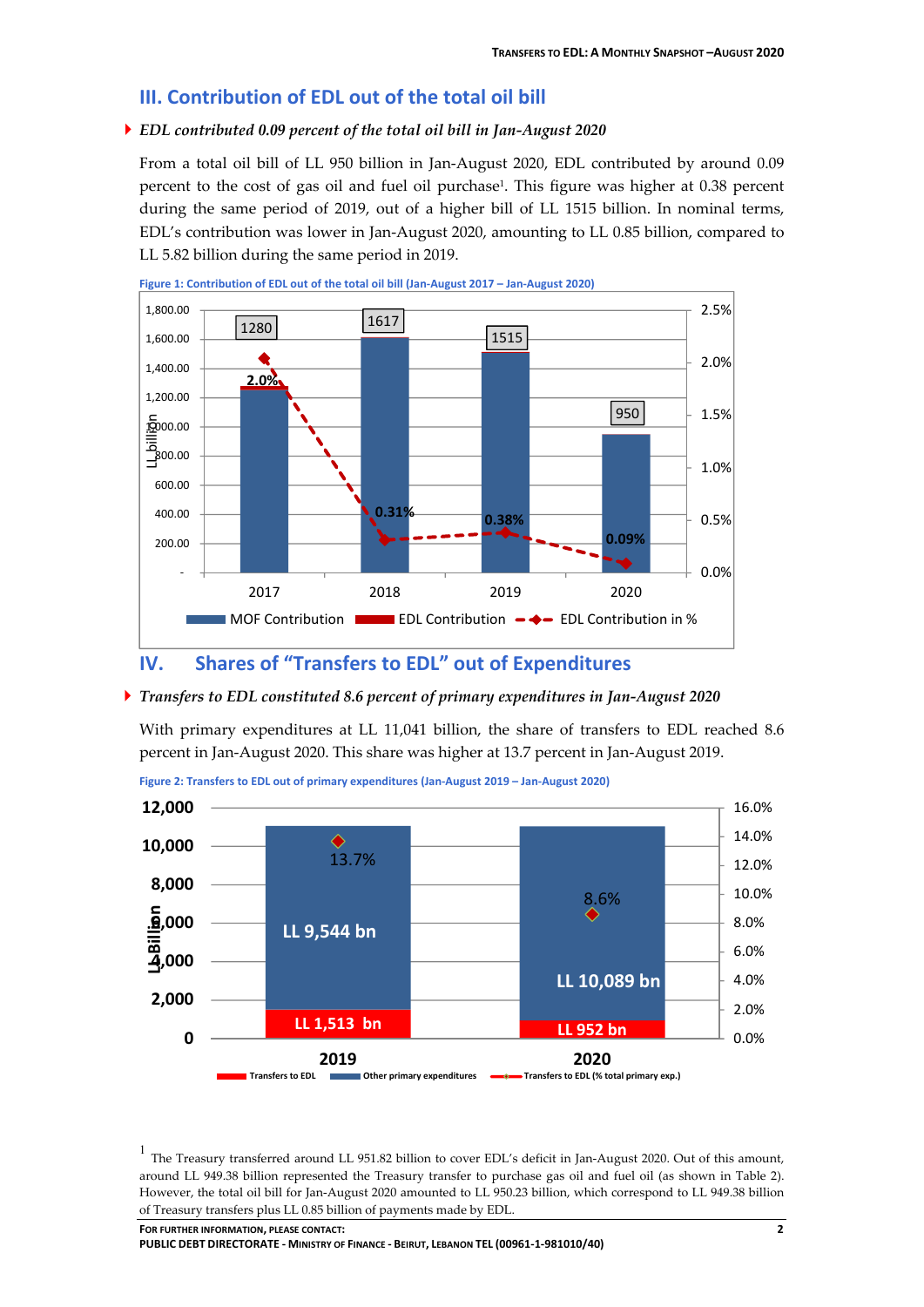## III. Contribution of EDL out of the total oil bill

- *EDL contributed 0.09 percent of the total oil bill in Jan-August 2020*

From a total oil bill of LL 950 billion in Jan-August 2020, EDL contributed by around 0.09 percent to the cost of gas oil and fuel oil purchase[1]. This figure was higher at 0.38 percent during the same period of 2019, out of a higher bill of LL 1515 billion. In nominal terms, EDL's contribution was lower in Jan-August 2020, amounting to LL 0.85 billion, compared to LL 5.82 billion during the same period in 2019.

Figure 1: Contribution of EDL out of the total oil bill (Jan-August 2017 – Jan-August 2020)

LL billion

1,800.00
1,600.00
1,400.00
1,200.00
1,000.00
800.00
600.00
400.00
200.00
-

2.5%
2.0%
1.5%
1.0%
0.5%
0.0%

1280
1617
1515
950

2.0%
0.31%
0.38%
0.09%

2017
2018
2019
2020

MOF Contribution
EDL Contribution
EDL Contribution in %

## IV. Shares of "Transfers to EDL" out of Expenditures

- *Transfers to EDL constituted 8.6 percent of primary expenditures in Jan-August 2020*

With primary expenditures at LL 11,041 billion, the share of transfers to EDL reached 8.6 percent in Jan-August 2020. This share was higher at 13.7 percent in Jan-August 2019.

Figure 2: Transfers to EDL out of primary expenditures (Jan-August 2019 – Jan-August 2020)

LL Billion

12,000
10,000
8,000
6,000
4,000
2,000
0

16.0%
14.0%
12.0%
10.0%
8.0%
6.0%
4.0%
2.0%
0.0%

13.7%
LL 9,544 bn
LL 1,513 bn

8.6%
LL 10,089 bn
LL 952 bn

2019
2020

Transfers to EDL
Other primary expenditures
Transfers to EDL (% total primary exp.)

[1] The Treasury transferred around LL 951.82 billion to cover EDL's deficit in Jan-August 2020. Out of this amount, around LL 949.38 billion represented the Treasury transfer to purchase gas oil and fuel oil (as shown in Table 2). However, the total oil bill for Jan-August 2020 amounted to LL 950.23 billion, which correspond to LL 949.38 billion of Treasury transfers plus LL 0.85 billion of payments made by EDL.